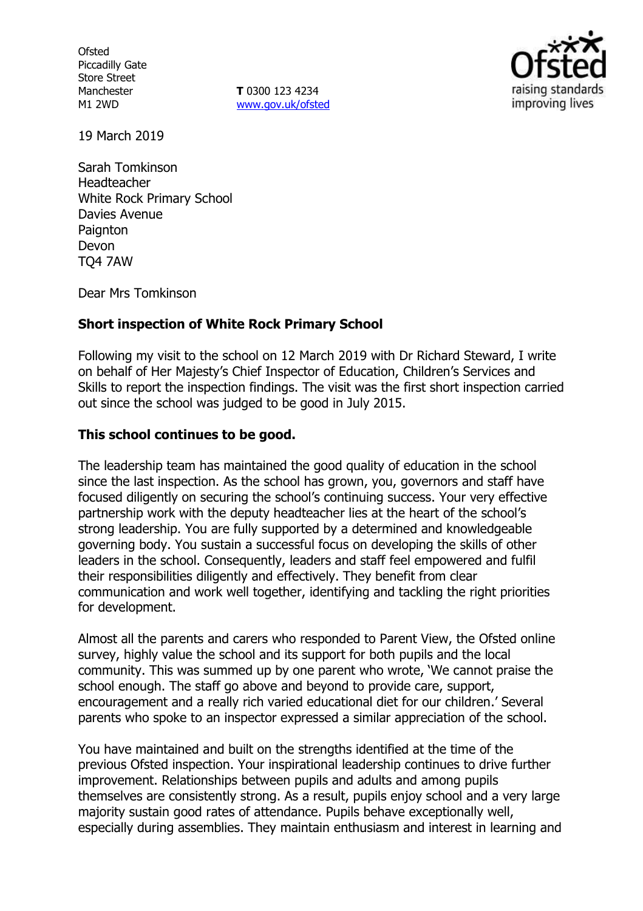Ofsted
Piccadilly Gate
Store Street
Manchester
M1 2WD

**T** 0300 123 4234
www.gov.uk/ofsted

19 March 2019

Sarah Tomkinson
Headteacher
White Rock Primary School
Davies Avenue
Paignton
Devon
TQ4 7AW

Dear Mrs Tomkinson

**Short inspection of White Rock Primary School**

Following my visit to the school on 12 March 2019 with Dr Richard Steward, I write on behalf of Her Majesty's Chief Inspector of Education, Children's Services and Skills to report the inspection findings. The visit was the first short inspection carried out since the school was judged to be good in July 2015.

**This school continues to be good.**

The leadership team has maintained the good quality of education in the school since the last inspection. As the school has grown, you, governors and staff have focused diligently on securing the school's continuing success. Your very effective partnership work with the deputy headteacher lies at the heart of the school's strong leadership. You are fully supported by a determined and knowledgeable governing body. You sustain a successful focus on developing the skills of other leaders in the school. Consequently, leaders and staff feel empowered and fulfil their responsibilities diligently and effectively. They benefit from clear communication and work well together, identifying and tackling the right priorities for development.

Almost all the parents and carers who responded to Parent View, the Ofsted online survey, highly value the school and its support for both pupils and the local community. This was summed up by one parent who wrote, 'We cannot praise the school enough. The staff go above and beyond to provide care, support, encouragement and a really rich varied educational diet for our children.' Several parents who spoke to an inspector expressed a similar appreciation of the school.

You have maintained and built on the strengths identified at the time of the previous Ofsted inspection. Your inspirational leadership continues to drive further improvement. Relationships between pupils and adults and among pupils themselves are consistently strong. As a result, pupils enjoy school and a very large majority sustain good rates of attendance. Pupils behave exceptionally well, especially during assemblies. They maintain enthusiasm and interest in learning and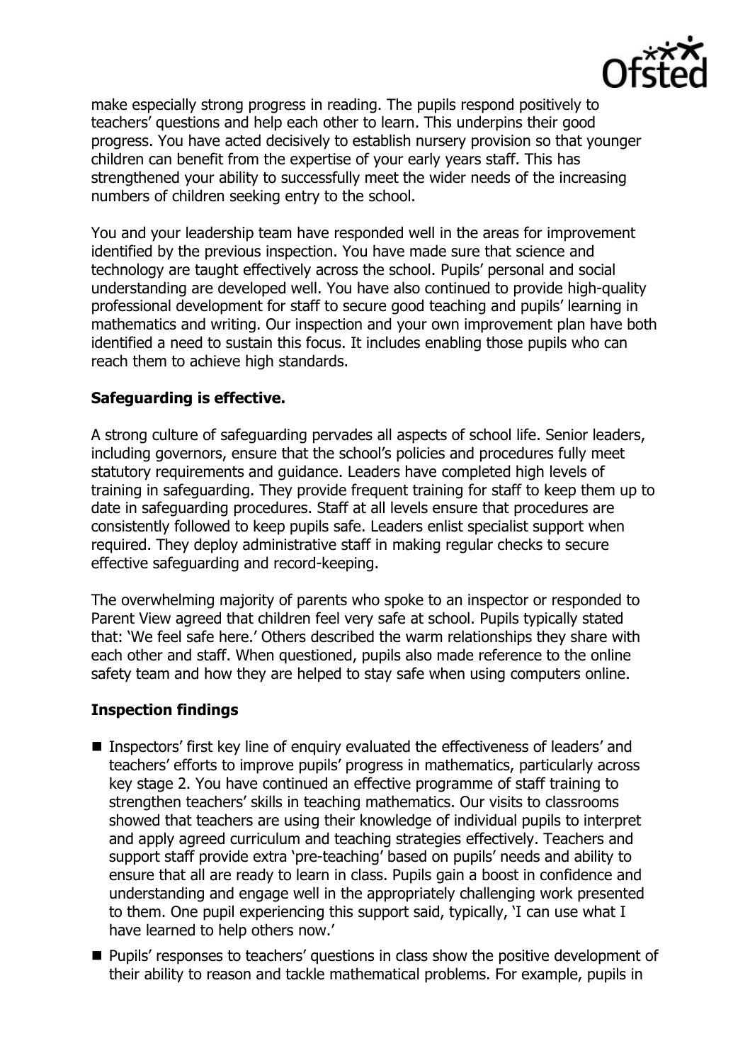make especially strong progress in reading. The pupils respond positively to teachers' questions and help each other to learn. This underpins their good progress. You have acted decisively to establish nursery provision so that younger children can benefit from the expertise of your early years staff. This has strengthened your ability to successfully meet the wider needs of the increasing numbers of children seeking entry to the school.

You and your leadership team have responded well in the areas for improvement identified by the previous inspection. You have made sure that science and technology are taught effectively across the school. Pupils' personal and social understanding are developed well. You have also continued to provide high-quality professional development for staff to secure good teaching and pupils' learning in mathematics and writing. Our inspection and your own improvement plan have both identified a need to sustain this focus. It includes enabling those pupils who can reach them to achieve high standards.

## Safeguarding is effective.

A strong culture of safeguarding pervades all aspects of school life. Senior leaders, including governors, ensure that the school's policies and procedures fully meet statutory requirements and guidance. Leaders have completed high levels of training in safeguarding. They provide frequent training for staff to keep them up to date in safeguarding procedures. Staff at all levels ensure that procedures are consistently followed to keep pupils safe. Leaders enlist specialist support when required. They deploy administrative staff in making regular checks to secure effective safeguarding and record-keeping.

The overwhelming majority of parents who spoke to an inspector or responded to Parent View agreed that children feel very safe at school. Pupils typically stated that: 'We feel safe here.' Others described the warm relationships they share with each other and staff. When questioned, pupils also made reference to the online safety team and how they are helped to stay safe when using computers online.

## Inspection findings

- Inspectors' first key line of enquiry evaluated the effectiveness of leaders' and teachers' efforts to improve pupils' progress in mathematics, particularly across key stage 2. You have continued an effective programme of staff training to strengthen teachers' skills in teaching mathematics. Our visits to classrooms showed that teachers are using their knowledge of individual pupils to interpret and apply agreed curriculum and teaching strategies effectively. Teachers and support staff provide extra 'pre-teaching' based on pupils' needs and ability to ensure that all are ready to learn in class. Pupils gain a boost in confidence and understanding and engage well in the appropriately challenging work presented to them. One pupil experiencing this support said, typically, 'I can use what I have learned to help others now.'
- Pupils' responses to teachers' questions in class show the positive development of their ability to reason and tackle mathematical problems. For example, pupils in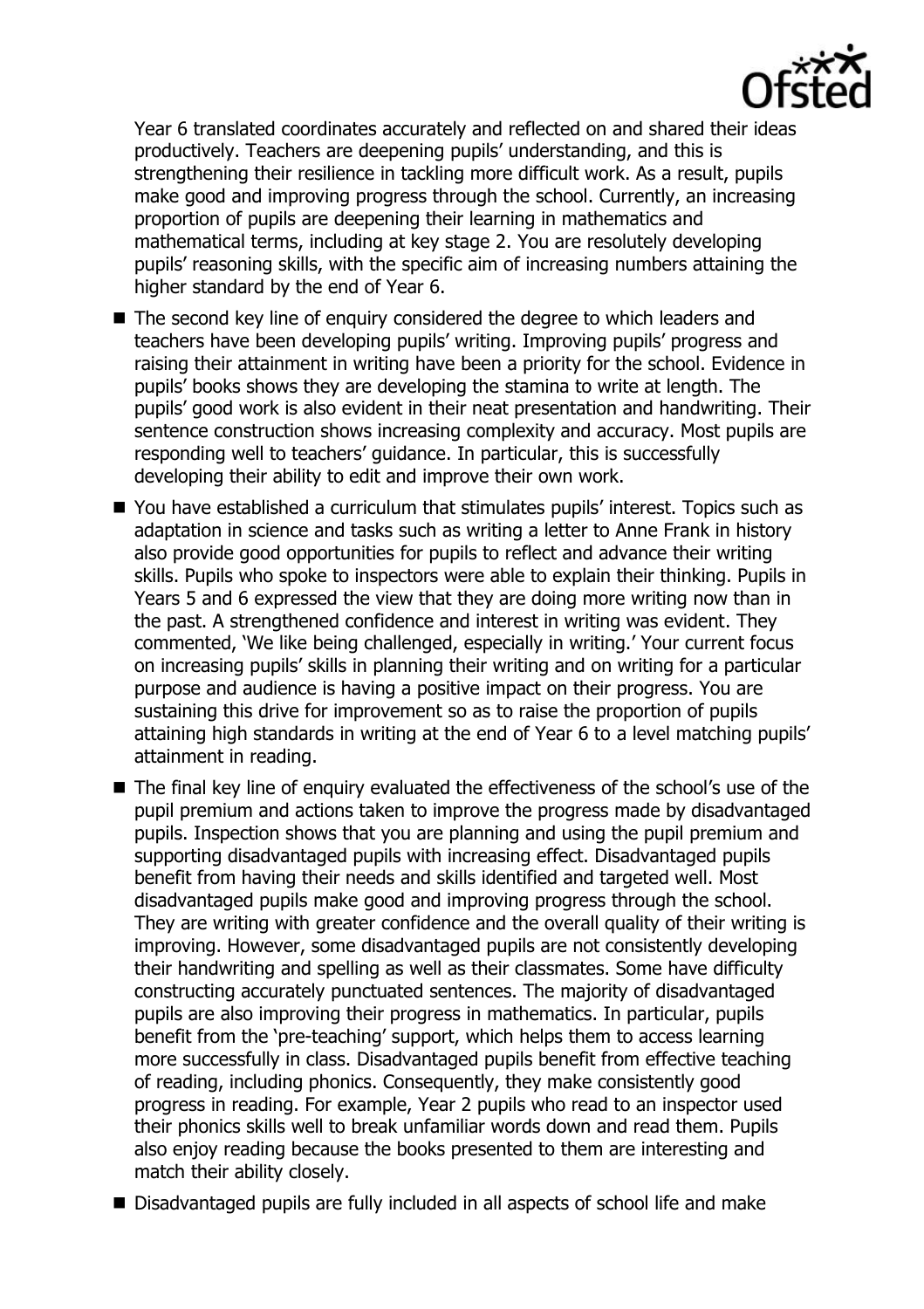Year 6 translated coordinates accurately and reflected on and shared their ideas productively. Teachers are deepening pupils' understanding, and this is strengthening their resilience in tackling more difficult work. As a result, pupils make good and improving progress through the school. Currently, an increasing proportion of pupils are deepening their learning in mathematics and mathematical terms, including at key stage 2. You are resolutely developing pupils' reasoning skills, with the specific aim of increasing numbers attaining the higher standard by the end of Year 6.

- The second key line of enquiry considered the degree to which leaders and teachers have been developing pupils' writing. Improving pupils' progress and raising their attainment in writing have been a priority for the school. Evidence in pupils' books shows they are developing the stamina to write at length. The pupils' good work is also evident in their neat presentation and handwriting. Their sentence construction shows increasing complexity and accuracy. Most pupils are responding well to teachers' guidance. In particular, this is successfully developing their ability to edit and improve their own work.
- You have established a curriculum that stimulates pupils' interest. Topics such as adaptation in science and tasks such as writing a letter to Anne Frank in history also provide good opportunities for pupils to reflect and advance their writing skills. Pupils who spoke to inspectors were able to explain their thinking. Pupils in Years 5 and 6 expressed the view that they are doing more writing now than in the past. A strengthened confidence and interest in writing was evident. They commented, 'We like being challenged, especially in writing.' Your current focus on increasing pupils' skills in planning their writing and on writing for a particular purpose and audience is having a positive impact on their progress. You are sustaining this drive for improvement so as to raise the proportion of pupils attaining high standards in writing at the end of Year 6 to a level matching pupils' attainment in reading.
- The final key line of enquiry evaluated the effectiveness of the school's use of the pupil premium and actions taken to improve the progress made by disadvantaged pupils. Inspection shows that you are planning and using the pupil premium and supporting disadvantaged pupils with increasing effect. Disadvantaged pupils benefit from having their needs and skills identified and targeted well. Most disadvantaged pupils make good and improving progress through the school. They are writing with greater confidence and the overall quality of their writing is improving. However, some disadvantaged pupils are not consistently developing their handwriting and spelling as well as their classmates. Some have difficulty constructing accurately punctuated sentences. The majority of disadvantaged pupils are also improving their progress in mathematics. In particular, pupils benefit from the 'pre-teaching' support, which helps them to access learning more successfully in class. Disadvantaged pupils benefit from effective teaching of reading, including phonics. Consequently, they make consistently good progress in reading. For example, Year 2 pupils who read to an inspector used their phonics skills well to break unfamiliar words down and read them. Pupils also enjoy reading because the books presented to them are interesting and match their ability closely.
- Disadvantaged pupils are fully included in all aspects of school life and make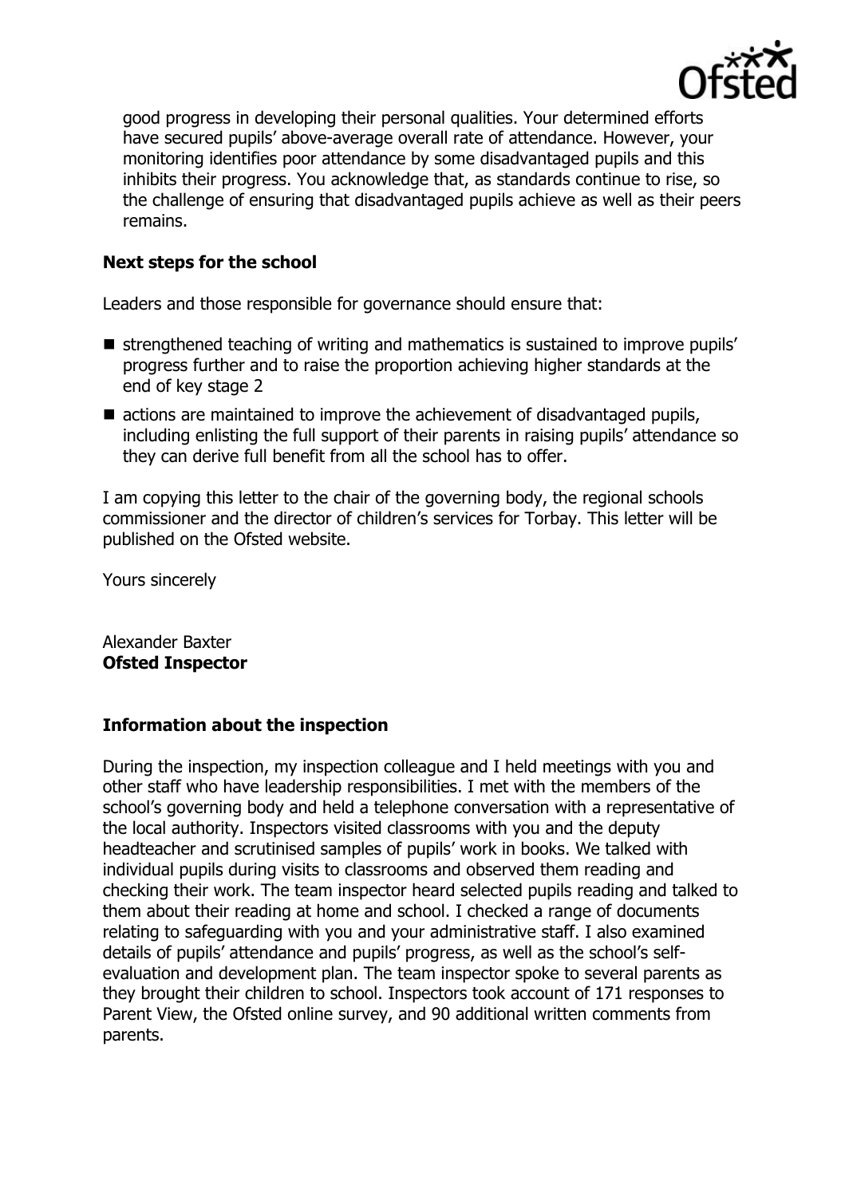good progress in developing their personal qualities. Your determined efforts have secured pupils' above-average overall rate of attendance. However, your monitoring identifies poor attendance by some disadvantaged pupils and this inhibits their progress. You acknowledge that, as standards continue to rise, so the challenge of ensuring that disadvantaged pupils achieve as well as their peers remains.

**Next steps for the school**

Leaders and those responsible for governance should ensure that:

- strengthened teaching of writing and mathematics is sustained to improve pupils' progress further and to raise the proportion achieving higher standards at the end of key stage 2
- actions are maintained to improve the achievement of disadvantaged pupils, including enlisting the full support of their parents in raising pupils' attendance so they can derive full benefit from all the school has to offer.

I am copying this letter to the chair of the governing body, the regional schools commissioner and the director of children's services for Torbay. This letter will be published on the Ofsted website.

Yours sincerely

Alexander Baxter
**Ofsted Inspector**

## Information about the inspection

During the inspection, my inspection colleague and I held meetings with you and other staff who have leadership responsibilities. I met with the members of the school's governing body and held a telephone conversation with a representative of the local authority. Inspectors visited classrooms with you and the deputy headteacher and scrutinised samples of pupils' work in books. We talked with individual pupils during visits to classrooms and observed them reading and checking their work. The team inspector heard selected pupils reading and talked to them about their reading at home and school. I checked a range of documents relating to safeguarding with you and your administrative staff. I also examined details of pupils' attendance and pupils' progress, as well as the school's self-evaluation and development plan. The team inspector spoke to several parents as they brought their children to school. Inspectors took account of 171 responses to Parent View, the Ofsted online survey, and 90 additional written comments from parents.